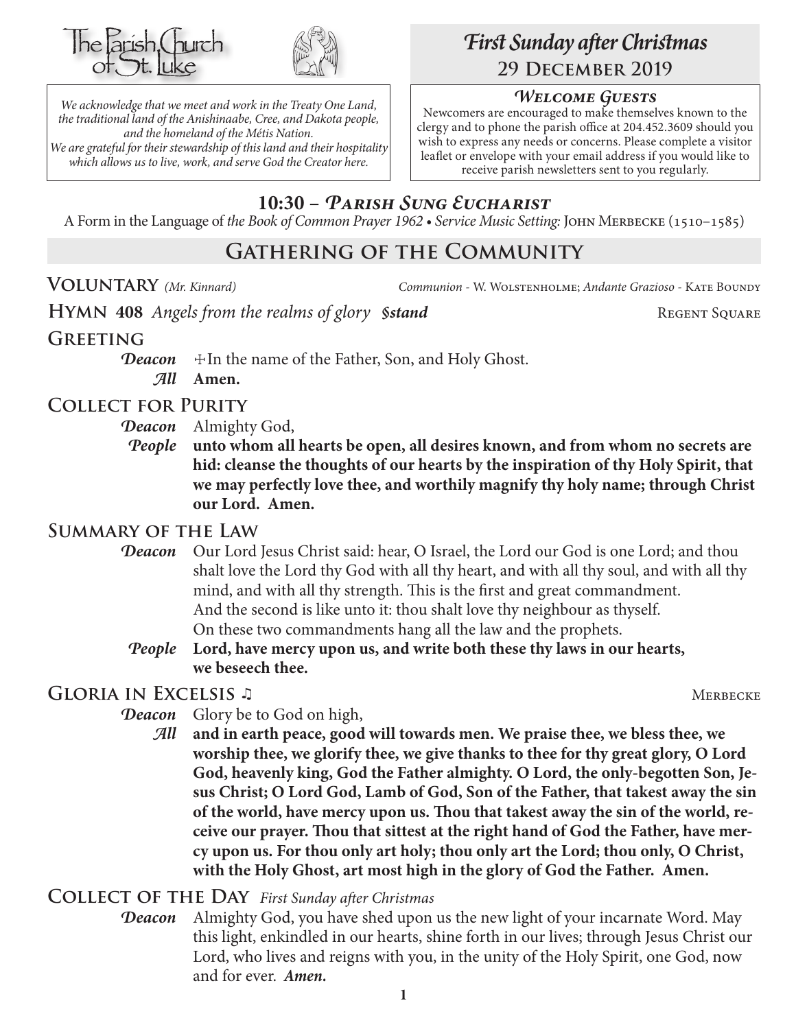The Parish Church of St. Luke

*We acknowledge that we meet and work in the Treaty One Land, the traditional land of the Anishinaabe, Cree, and Dakota people, and the homeland of the Métis Nation. We are grateful for their stewardship of this land and their hospitality which allows us to live, work, and serve God the Creator here.*

# *First Sunday after Christmas*
## 29 December 2019

### *Welcome Guests*

Newcomers are encouraged to make themselves known to the clergy and to phone the parish office at 204.452.3609 should you wish to express any needs or concerns. Please complete a visitor leaflet or envelope with your email address if you would like to receive parish newsletters sent to you regularly.

## 10:30 – *Parish Sung Eucharist*

A Form in the Language of *the Book of Common Prayer 1962* • *Service Music Setting:* John Merbecke (1510–1585)

## Gathering of the Community

**Voluntary** *(Mr. Kinnard)* — *Communion* - W. Wolstenholme; *Andante Grazioso* - Kate Boundy

**Hymn 408** *Angels from the realms of glory* ***§stand*** — Regent Square

### Greeting

***Deacon*** ☩In the name of the Father, Son, and Holy Ghost.

***All*** **Amen.**

### Collect for Purity

***Deacon*** Almighty God,

***People*** **unto whom all hearts be open, all desires known, and from whom no secrets are hid: cleanse the thoughts of our hearts by the inspiration of thy Holy Spirit, that we may perfectly love thee, and worthily magnify thy holy name; through Christ our Lord. Amen.**

### Summary of the Law

***Deacon*** Our Lord Jesus Christ said: hear, O Israel, the Lord our God is one Lord; and thou shalt love the Lord thy God with all thy heart, and with all thy soul, and with all thy mind, and with all thy strength. This is the first and great commandment.
And the second is like unto it: thou shalt love thy neighbour as thyself.
On these two commandments hang all the law and the prophets.

***People*** **Lord, have mercy upon us, and write both these thy laws in our hearts, we beseech thee.**

### Gloria in Excelsis ♫ — Merbecke

***Deacon*** Glory be to God on high,

***All*** **and in earth peace, good will towards men. We praise thee, we bless thee, we worship thee, we glorify thee, we give thanks to thee for thy great glory, O Lord God, heavenly king, God the Father almighty. O Lord, the only-begotten Son, Jesus Christ; O Lord God, Lamb of God, Son of the Father, that takest away the sin of the world, have mercy upon us. Thou that takest away the sin of the world, receive our prayer. Thou that sittest at the right hand of God the Father, have mercy upon us. For thou only art holy; thou only art the Lord; thou only, O Christ, with the Holy Ghost, art most high in the glory of God the Father. Amen.**

### Collect of the Day *First Sunday after Christmas*

***Deacon*** Almighty God, you have shed upon us the new light of your incarnate Word. May this light, enkindled in our hearts, shine forth in our lives; through Jesus Christ our Lord, who lives and reigns with you, in the unity of the Holy Spirit, one God, now and for ever. ***Amen.***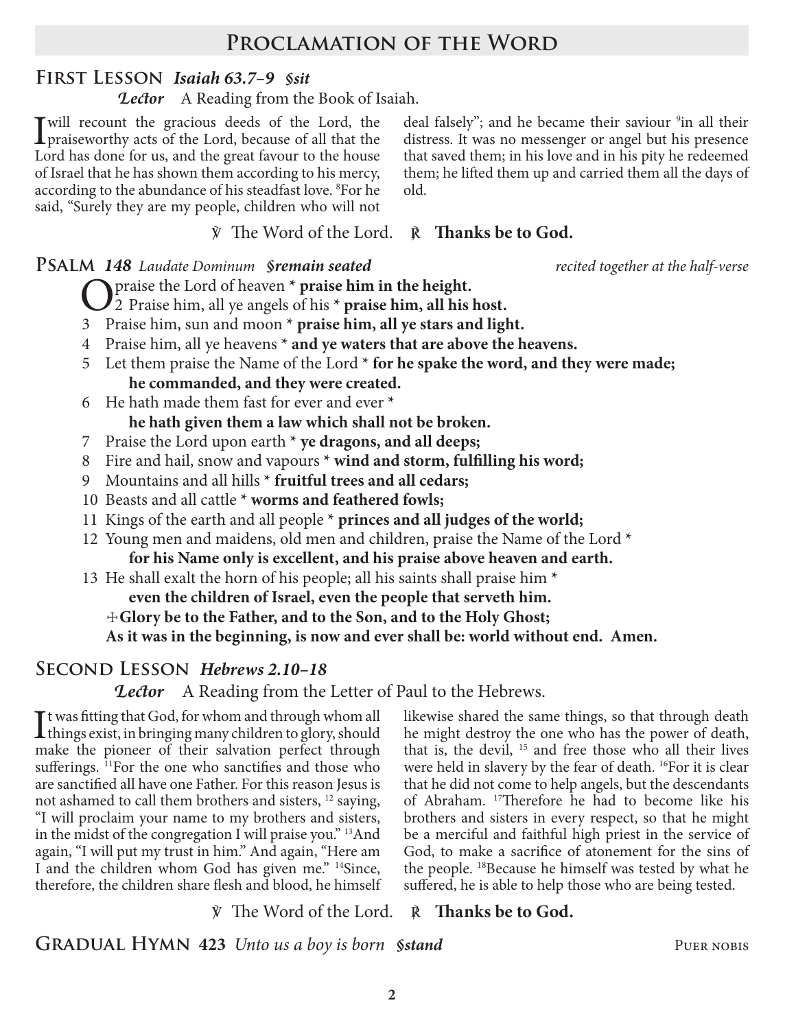## Proclamation of the Word

### First Lesson *Isaiah 63.7–9* *§sit*

*Lector* A Reading from the Book of Isaiah.

I will recount the gracious deeds of the Lord, the praiseworthy acts of the Lord, because of all that the Lord has done for us, and the great favour to the house of Israel that he has shown them according to his mercy, according to the abundance of his steadfast love. [8]For he said, "Surely they are my people, children who will not deal falsely"; and he became their saviour [9]in all their distress. It was no messenger or angel but his presence that saved them; in his love and in his pity he redeemed them; he lifted them up and carried them all the days of old.

℣ The Word of the Lord. ℟ **Thanks be to God.**

### Psalm *148* *Laudate Dominum* *§remain seated* *recited together at the half-verse*

O praise the Lord of heaven * **praise him in the height.**

2 Praise him, all ye angels of his * **praise him, all his host.**

3 Praise him, sun and moon * **praise him, all ye stars and light.**

4 Praise him, all ye heavens * **and ye waters that are above the heavens.**

5 Let them praise the Name of the Lord * **for he spake the word, and they were made; he commanded, and they were created.**

6 He hath made them fast for ever and ever * **he hath given them a law which shall not be broken.**

7 Praise the Lord upon earth * **ye dragons, and all deeps;**

8 Fire and hail, snow and vapours * **wind and storm, fulfilling his word;**

9 Mountains and all hills * **fruitful trees and all cedars;**

10 Beasts and all cattle * **worms and feathered fowls;**

11 Kings of the earth and all people * **princes and all judges of the world;**

12 Young men and maidens, old men and children, praise the Name of the Lord * **for his Name only is excellent, and his praise above heaven and earth.**

13 He shall exalt the horn of his people; all his saints shall praise him * **even the children of Israel, even the people that serveth him.**

☩ **Glory be to the Father, and to the Son, and to the Holy Ghost;**
**As it was in the beginning, is now and ever shall be: world without end. Amen.**

### Second Lesson *Hebrews 2.10–18*

*Lector* A Reading from the Letter of Paul to the Hebrews.

It was fitting that God, for whom and through whom all things exist, in bringing many children to glory, should make the pioneer of their salvation perfect through sufferings. [11]For the one who sanctifies and those who are sanctified all have one Father. For this reason Jesus is not ashamed to call them brothers and sisters, [12] saying, "I will proclaim your name to my brothers and sisters, in the midst of the congregation I will praise you." [13]And again, "I will put my trust in him." And again, "Here am I and the children whom God has given me." [14]Since, therefore, the children share flesh and blood, he himself likewise shared the same things, so that through death he might destroy the one who has the power of death, that is, the devil, [15] and free those who all their lives were held in slavery by the fear of death. [16]For it is clear that he did not come to help angels, but the descendants of Abraham. [17]Therefore he had to become like his brothers and sisters in every respect, so that he might be a merciful and faithful high priest in the service of God, to make a sacrifice of atonement for the sins of the people. [18]Because he himself was tested by what he suffered, he is able to help those who are being tested.

℣ The Word of the Lord. ℟ **Thanks be to God.**

### Gradual Hymn 423 *Unto us a boy is born* *§stand* Puer nobis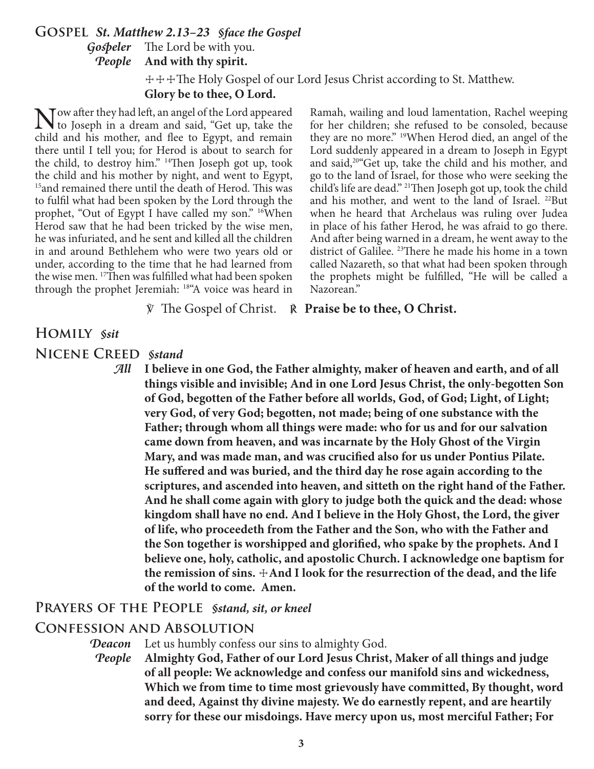## Gospel *St. Matthew 2.13–23 §face the Gospel*

*Gospeler* The Lord be with you.
*People* **And with thy spirit.**

☩☩☩The Holy Gospel of our Lord Jesus Christ according to St. Matthew.
**Glory be to thee, O Lord.**

Now after they had left, an angel of the Lord appeared to Joseph in a dream and said, "Get up, take the child and his mother, and flee to Egypt, and remain there until I tell you; for Herod is about to search for the child, to destroy him." [14]Then Joseph got up, took the child and his mother by night, and went to Egypt, [15]and remained there until the death of Herod. This was to fulfil what had been spoken by the Lord through the prophet, "Out of Egypt I have called my son." [16]When Herod saw that he had been tricked by the wise men, he was infuriated, and he sent and killed all the children in and around Bethlehem who were two years old or under, according to the time that he had learned from the wise men. [17]Then was fulfilled what had been spoken through the prophet Jeremiah: [18]"A voice was heard in Ramah, wailing and loud lamentation, Rachel weeping for her children; she refused to be consoled, because they are no more." [19]When Herod died, an angel of the Lord suddenly appeared in a dream to Joseph in Egypt and said,[20]"Get up, take the child and his mother, and go to the land of Israel, for those who were seeking the child's life are dead." [21]Then Joseph got up, took the child and his mother, and went to the land of Israel. [22]But when he heard that Archelaus was ruling over Judea in place of his father Herod, he was afraid to go there. And after being warned in a dream, he went away to the district of Galilee. [23]There he made his home in a town called Nazareth, so that what had been spoken through the prophets might be fulfilled, "He will be called a Nazorean."

℣ The Gospel of Christ. ℟ **Praise be to thee, O Christ.**

## Homily *§sit*

## Nicene Creed *§stand*

*All* **I believe in one God, the Father almighty, maker of heaven and earth, and of all things visible and invisible; And in one Lord Jesus Christ, the only-begotten Son of God, begotten of the Father before all worlds, God, of God; Light, of Light; very God, of very God; begotten, not made; being of one substance with the Father; through whom all things were made: who for us and for our salvation came down from heaven, and was incarnate by the Holy Ghost of the Virgin Mary, and was made man, and was crucified also for us under Pontius Pilate. He suffered and was buried, and the third day he rose again according to the scriptures, and ascended into heaven, and sitteth on the right hand of the Father. And he shall come again with glory to judge both the quick and the dead: whose kingdom shall have no end. And I believe in the Holy Ghost, the Lord, the giver of life, who proceedeth from the Father and the Son, who with the Father and the Son together is worshipped and glorified, who spake by the prophets. And I believe one, holy, catholic, and apostolic Church. I acknowledge one baptism for the remission of sins. ☩And I look for the resurrection of the dead, and the life of the world to come. Amen.**

## Prayers of the People *§stand, sit, or kneel*

## Confession and Absolution

*Deacon* Let us humbly confess our sins to almighty God.
*People* **Almighty God, Father of our Lord Jesus Christ, Maker of all things and judge of all people: We acknowledge and confess our manifold sins and wickedness, Which we from time to time most grievously have committed, By thought, word and deed, Against thy divine majesty. We do earnestly repent, and are heartily sorry for these our misdoings. Have mercy upon us, most merciful Father; For**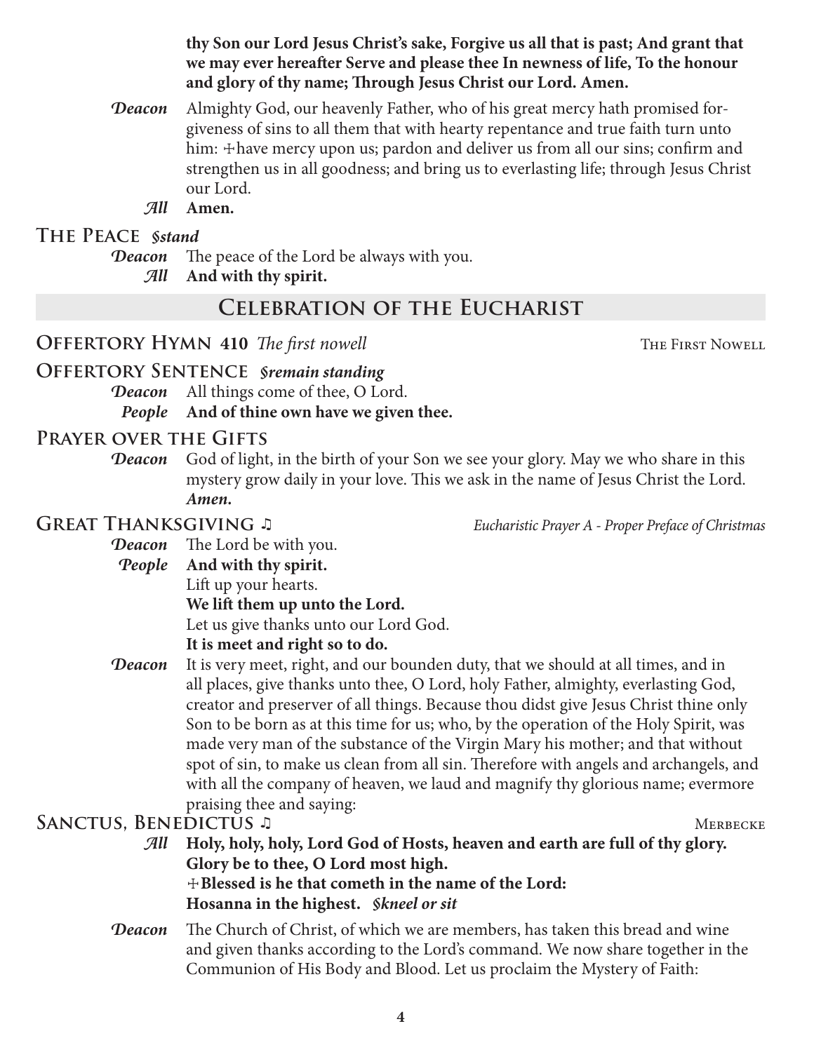**thy Son our Lord Jesus Christ's sake, Forgive us all that is past; And grant that we may ever hereafter Serve and please thee In newness of life, To the honour and glory of thy name; Through Jesus Christ our Lord. Amen.**

*Deacon* Almighty God, our heavenly Father, who of his great mercy hath promised forgiveness of sins to all them that with hearty repentance and true faith turn unto him: ☩have mercy upon us; pardon and deliver us from all our sins; confirm and strengthen us in all goodness; and bring us to everlasting life; through Jesus Christ our Lord.

*All* **Amen.**

### The Peace *§stand*

*Deacon* The peace of the Lord be always with you.

*All* **And with thy spirit.**

## Celebration of the Eucharist

### Offertory Hymn 410 *The first nowell* — The First Nowell

### Offertory Sentence *§remain standing*

*Deacon* All things come of thee, O Lord.

*People* **And of thine own have we given thee.**

### Prayer over the Gifts

*Deacon* God of light, in the birth of your Son we see your glory. May we who share in this mystery grow daily in your love. This we ask in the name of Jesus Christ the Lord. ***Amen.***

### Great Thanksgiving ♫ — *Eucharistic Prayer A - Proper Preface of Christmas*

*Deacon* The Lord be with you.

*People* **And with thy spirit.**

Lift up your hearts.

**We lift them up unto the Lord.**

Let us give thanks unto our Lord God.

**It is meet and right so to do.**

*Deacon* It is very meet, right, and our bounden duty, that we should at all times, and in all places, give thanks unto thee, O Lord, holy Father, almighty, everlasting God, creator and preserver of all things. Because thou didst give Jesus Christ thine only Son to be born as at this time for us; who, by the operation of the Holy Spirit, was made very man of the substance of the Virgin Mary his mother; and that without spot of sin, to make us clean from all sin. Therefore with angels and archangels, and with all the company of heaven, we laud and magnify thy glorious name; evermore praising thee and saying:

### Sanctus, Benedictus ♫ — Merbecke

*All* **Holy, holy, holy, Lord God of Hosts, heaven and earth are full of thy glory.**
**Glory be to thee, O Lord most high.**
**☩Blessed is he that cometh in the name of the Lord:**
**Hosanna in the highest.** ***§kneel or sit***

*Deacon* The Church of Christ, of which we are members, has taken this bread and wine and given thanks according to the Lord's command. We now share together in the Communion of His Body and Blood. Let us proclaim the Mystery of Faith: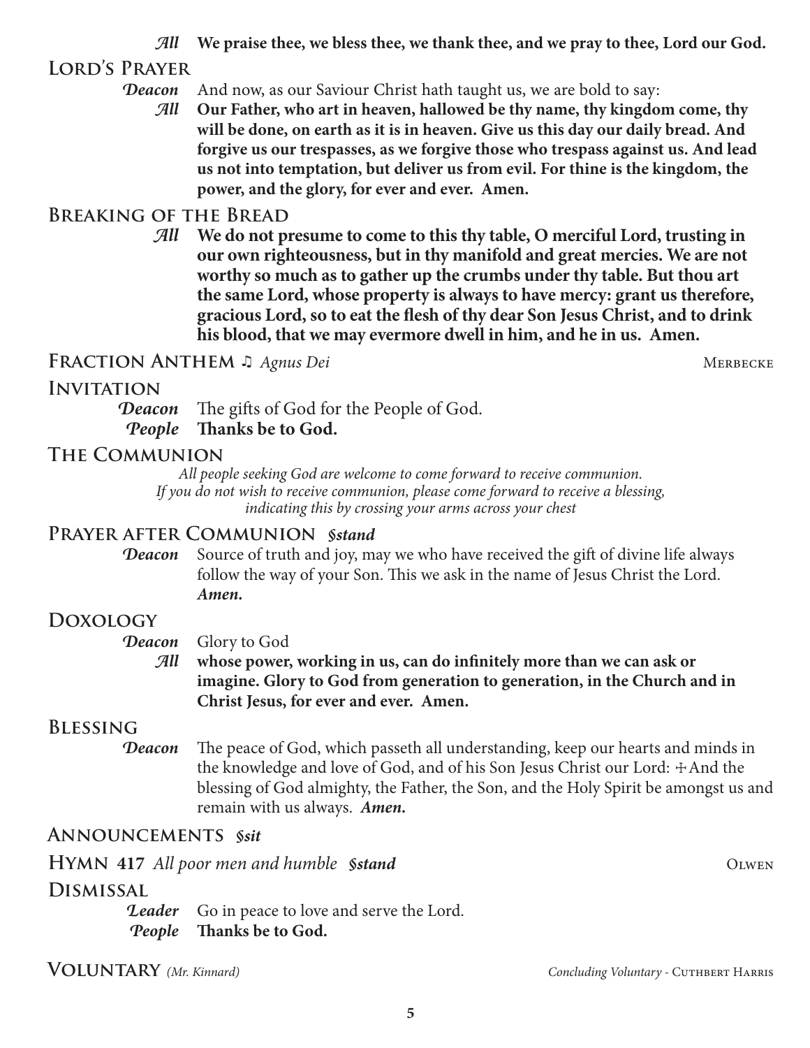*All* **We praise thee, we bless thee, we thank thee, and we pray to thee, Lord our God.**

## Lord's Prayer

*Deacon* And now, as our Saviour Christ hath taught us, we are bold to say:

*All* **Our Father, who art in heaven, hallowed be thy name, thy kingdom come, thy will be done, on earth as it is in heaven. Give us this day our daily bread. And forgive us our trespasses, as we forgive those who trespass against us. And lead us not into temptation, but deliver us from evil. For thine is the kingdom, the power, and the glory, for ever and ever. Amen.**

## Breaking of the Bread

*All* **We do not presume to come to this thy table, O merciful Lord, trusting in our own righteousness, but in thy manifold and great mercies. We are not worthy so much as to gather up the crumbs under thy table. But thou art the same Lord, whose property is always to have mercy: grant us therefore, gracious Lord, so to eat the flesh of thy dear Son Jesus Christ, and to drink his blood, that we may evermore dwell in him, and he in us. Amen.**

## Fraction Anthem ♫ *Agnus Dei* — Merbecke

## Invitation

*Deacon* The gifts of God for the People of God.

*People* **Thanks be to God.**

## The Communion

*All people seeking God are welcome to come forward to receive communion. If you do not wish to receive communion, please come forward to receive a blessing, indicating this by crossing your arms across your chest*

## Prayer after Communion *§stand*

*Deacon* Source of truth and joy, may we who have received the gift of divine life always follow the way of your Son. This we ask in the name of Jesus Christ the Lord. ***Amen.***

## Doxology

*Deacon* Glory to God

*All* **whose power, working in us, can do infinitely more than we can ask or imagine. Glory to God from generation to generation, in the Church and in Christ Jesus, for ever and ever. Amen.**

## Blessing

*Deacon* The peace of God, which passeth all understanding, keep our hearts and minds in the knowledge and love of God, and of his Son Jesus Christ our Lord: ☩ And the blessing of God almighty, the Father, the Son, and the Holy Spirit be amongst us and remain with us always. ***Amen.***

## Announcements *§sit*

## Hymn 417 *All poor men and humble* *§stand* — Olwen

## Dismissal

*Leader* Go in peace to love and serve the Lord.

*People* **Thanks be to God.**

## Voluntary *(Mr. Kinnard)* — *Concluding Voluntary* - Cuthbert Harris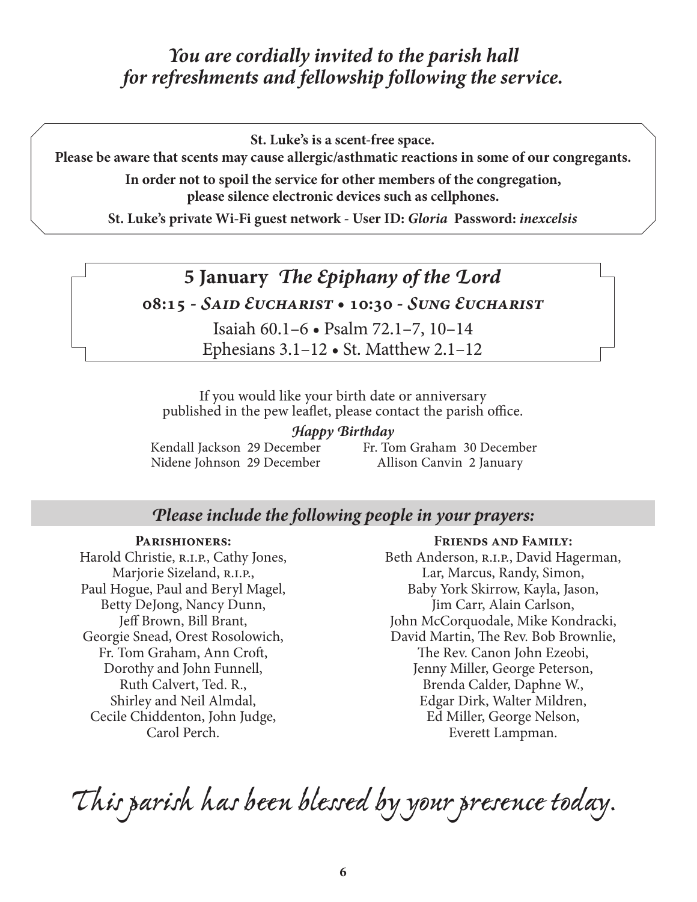*You are cordially invited to the parish hall for refreshments and fellowship following the service.*

**St. Luke's is a scent-free space.**
**Please be aware that scents may cause allergic/asthmatic reactions in some of our congregants.**

**In order not to spoil the service for other members of the congregation, please silence electronic devices such as cellphones.**

**St. Luke's private Wi-Fi guest network - User ID: *Gloria* Password: *inexcelsis***

## 5 January *The Epiphany of the Lord*

**08:15 - *Said Eucharist* • 10:30 - *Sung Eucharist***

Isaiah 60.1–6 • Psalm 72.1–7, 10–14
Ephesians 3.1–12 • St. Matthew 2.1–12

If you would like your birth date or anniversary published in the pew leaflet, please contact the parish office.

***Happy Birthday***

Kendall Jackson 29 December
Nidene Johnson 29 December
Fr. Tom Graham 30 December
Allison Canvin 2 January

## *Please include the following people in your prayers:*

**Parishioners:**
Harold Christie, R.I.P., Cathy Jones, Marjorie Sizeland, R.I.P., Paul Hogue, Paul and Beryl Magel, Betty DeJong, Nancy Dunn, Jeff Brown, Bill Brant, Georgie Snead, Orest Rosolowich, Fr. Tom Graham, Ann Croft, Dorothy and John Funnell, Ruth Calvert, Ted. R., Shirley and Neil Almdal, Cecile Chiddenton, John Judge, Carol Perch.

**Friends and Family:**
Beth Anderson, R.I.P., David Hagerman, Lar, Marcus, Randy, Simon, Baby York Skirrow, Kayla, Jason, Jim Carr, Alain Carlson, John McCorquodale, Mike Kondracki, David Martin, The Rev. Bob Brownlie, The Rev. Canon John Ezeobi, Jenny Miller, George Peterson, Brenda Calder, Daphne W., Edgar Dirk, Walter Mildren, Ed Miller, George Nelson, Everett Lampman.

*This parish has been blessed by your presence today.*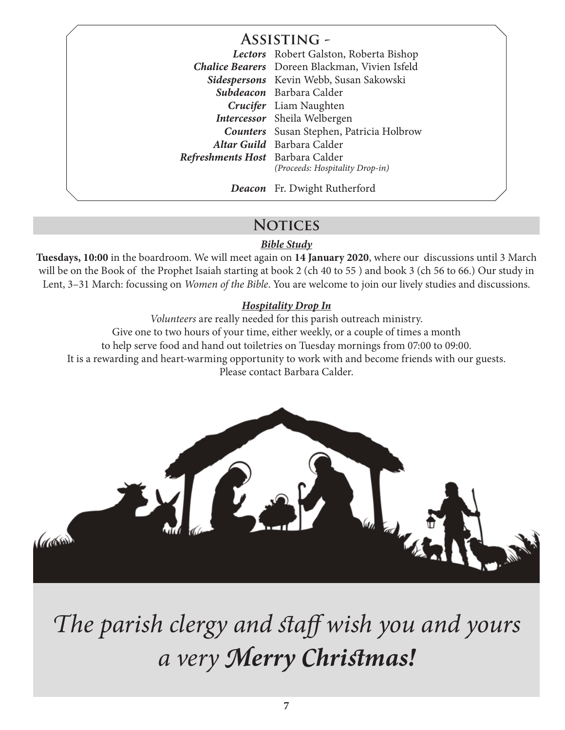## Assisting -

| | |
|---|---|
| ***Lectors*** | Robert Galston, Roberta Bishop |
| ***Chalice Bearers*** | Doreen Blackman, Vivien Isfeld |
| ***Sidespersons*** | Kevin Webb, Susan Sakowski |
| ***Subdeacon*** | Barbara Calder |
| ***Crucifer*** | Liam Naughten |
| ***Intercessor*** | Sheila Welbergen |
| ***Counters*** | Susan Stephen, Patricia Holbrow |
| ***Altar Guild*** | Barbara Calder |
| ***Refreshments Host*** | Barbara Calder *(Proceeds: Hospitality Drop-in)* |
| ***Deacon*** | Fr. Dwight Rutherford |

## Notices

***Bible Study***

**Tuesdays, 10:00** in the boardroom. We will meet again on **14 January 2020**, where our discussions until 3 March will be on the Book of the Prophet Isaiah starting at book 2 (ch 40 to 55 ) and book 3 (ch 56 to 66.) Our study in Lent, 3–31 March: focussing on *Women of the Bible*. You are welcome to join our lively studies and discussions.

***Hospitality Drop In***

*Volunteers* are really needed for this parish outreach ministry.
Give one to two hours of your time, either weekly, or a couple of times a month
to help serve food and hand out toiletries on Tuesday mornings from 07:00 to 09:00.
It is a rewarding and heart-warming opportunity to work with and become friends with our guests.
Please contact Barbara Calder.

*The parish clergy and staff wish you and yours a very **Merry Christmas!***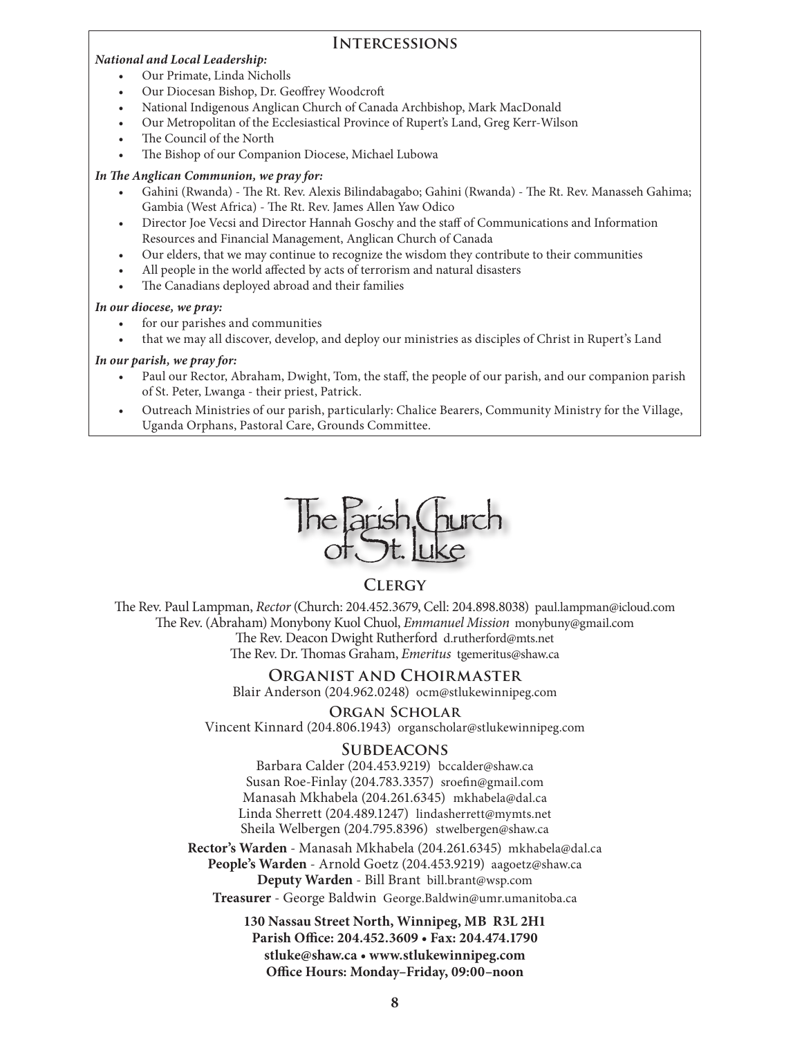## Intercessions

***National and Local Leadership:***

- Our Primate, Linda Nicholls
- Our Diocesan Bishop, Dr. Geoffrey Woodcroft
- National Indigenous Anglican Church of Canada Archbishop, Mark MacDonald
- Our Metropolitan of the Ecclesiastical Province of Rupert's Land, Greg Kerr-Wilson
- The Council of the North
- The Bishop of our Companion Diocese, Michael Lubowa

***In The Anglican Communion, we pray for:***

- Gahini (Rwanda) - The Rt. Rev. Alexis Bilindabagabo; Gahini (Rwanda) - The Rt. Rev. Manasseh Gahima; Gambia (West Africa) - The Rt. Rev. James Allen Yaw Odico
- Director Joe Vecsi and Director Hannah Goschy and the staff of Communications and Information Resources and Financial Management, Anglican Church of Canada
- Our elders, that we may continue to recognize the wisdom they contribute to their communities
- All people in the world affected by acts of terrorism and natural disasters
- The Canadians deployed abroad and their families

***In our diocese, we pray:***

- for our parishes and communities
- that we may all discover, develop, and deploy our ministries as disciples of Christ in Rupert's Land

***In our parish, we pray for:***

- Paul our Rector, Abraham, Dwight, Tom, the staff, the people of our parish, and our companion parish of St. Peter, Lwanga - their priest, Patrick.
- Outreach Ministries of our parish, particularly: Chalice Bearers, Community Ministry for the Village, Uganda Orphans, Pastoral Care, Grounds Committee.

# The Parish Church of St. Luke

## Clergy

The Rev. Paul Lampman, *Rector* (Church: 204.452.3679, Cell: 204.898.8038) paul.lampman@icloud.com
The Rev. (Abraham) Monybony Kuol Chuol, *Emmanuel Mission* monybuny@gmail.com
The Rev. Deacon Dwight Rutherford d.rutherford@mts.net
The Rev. Dr. Thomas Graham, *Emeritus* tgemeritus@shaw.ca

## Organist and Choirmaster

Blair Anderson (204.962.0248) ocm@stlukewinnipeg.com

## Organ Scholar

Vincent Kinnard (204.806.1943) organscholar@stlukewinnipeg.com

## Subdeacons

Barbara Calder (204.453.9219) bccalder@shaw.ca
Susan Roe-Finlay (204.783.3357) sroefin@gmail.com
Manasah Mkhabela (204.261.6345) mkhabela@dal.ca
Linda Sherrett (204.489.1247) lindasherrett@mymts.net
Sheila Welbergen (204.795.8396) stwelbergen@shaw.ca

**Rector's Warden** - Manasah Mkhabela (204.261.6345) mkhabela@dal.ca
**People's Warden** - Arnold Goetz (204.453.9219) aagoetz@shaw.ca
**Deputy Warden** - Bill Brant bill.brant@wsp.com
**Treasurer** - George Baldwin George.Baldwin@umr.umanitoba.ca

**130 Nassau Street North, Winnipeg, MB R3L 2H1**
**Parish Office: 204.452.3609 • Fax: 204.474.1790**
**stluke@shaw.ca • www.stlukewinnipeg.com**
**Office Hours: Monday–Friday, 09:00–noon**